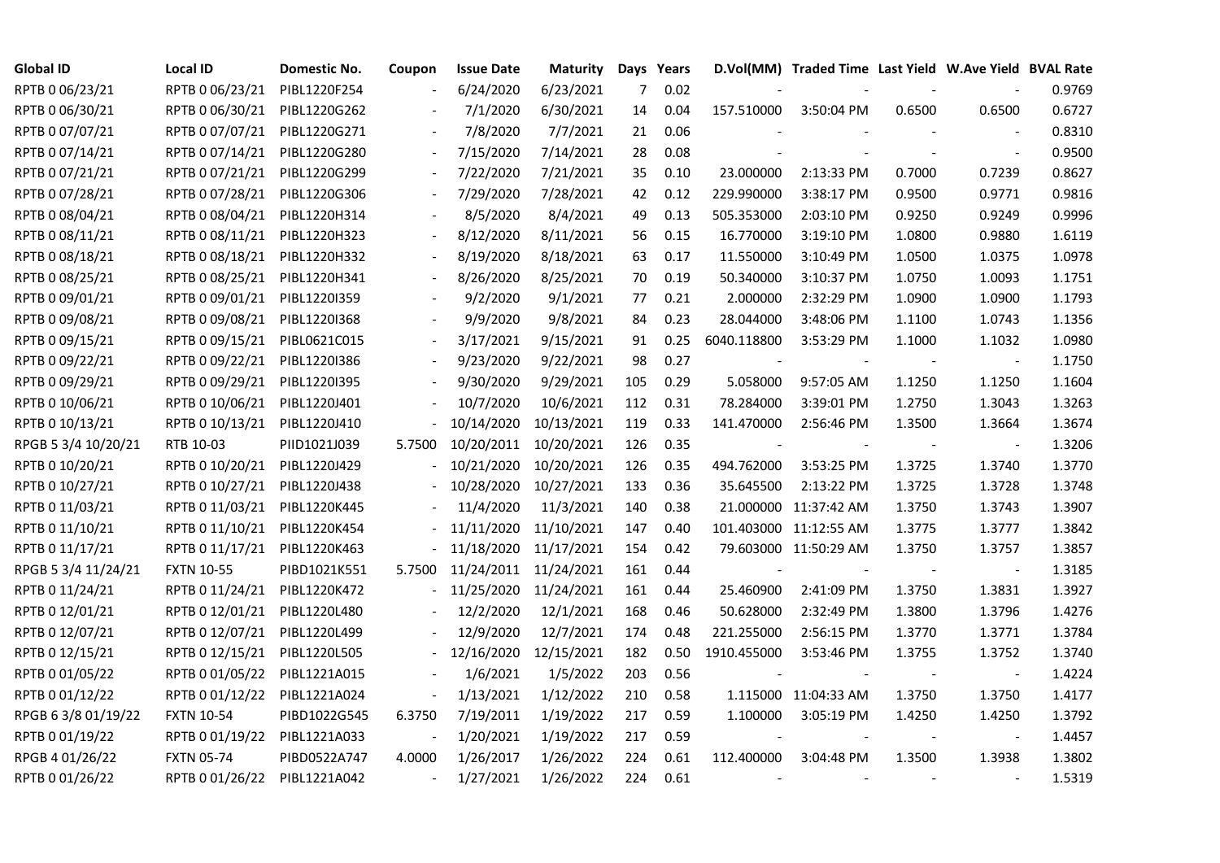| Global ID | Local ID | Domestic No. | Coupon | Issue Date | Maturity | Days | Years | D.Vol(MM) | Traded Time | Last Yield | W.Ave Yield | BVAL Rate |
|---|---|---|---|---|---|---|---|---|---|---|---|---|
| RPTB 0 06/23/21 | RPTB 0 06/23/21 | PIBL1220F254 | - | 6/24/2020 | 6/23/2021 | 7 | 0.02 | - | - | - | - | 0.9769 |
| RPTB 0 06/30/21 | RPTB 0 06/30/21 | PIBL1220G262 | - | 7/1/2020 | 6/30/2021 | 14 | 0.04 | 157.510000 | 3:50:04 PM | 0.6500 | 0.6500 | 0.6727 |
| RPTB 0 07/07/21 | RPTB 0 07/07/21 | PIBL1220G271 | - | 7/8/2020 | 7/7/2021 | 21 | 0.06 | - | - | - | - | 0.8310 |
| RPTB 0 07/14/21 | RPTB 0 07/14/21 | PIBL1220G280 | - | 7/15/2020 | 7/14/2021 | 28 | 0.08 | - | - | - | - | 0.9500 |
| RPTB 0 07/21/21 | RPTB 0 07/21/21 | PIBL1220G299 | - | 7/22/2020 | 7/21/2021 | 35 | 0.10 | 23.000000 | 2:13:33 PM | 0.7000 | 0.7239 | 0.8627 |
| RPTB 0 07/28/21 | RPTB 0 07/28/21 | PIBL1220G306 | - | 7/29/2020 | 7/28/2021 | 42 | 0.12 | 229.990000 | 3:38:17 PM | 0.9500 | 0.9771 | 0.9816 |
| RPTB 0 08/04/21 | RPTB 0 08/04/21 | PIBL1220H314 | - | 8/5/2020 | 8/4/2021 | 49 | 0.13 | 505.353000 | 2:03:10 PM | 0.9250 | 0.9249 | 0.9996 |
| RPTB 0 08/11/21 | RPTB 0 08/11/21 | PIBL1220H323 | - | 8/12/2020 | 8/11/2021 | 56 | 0.15 | 16.770000 | 3:19:10 PM | 1.0800 | 0.9880 | 1.6119 |
| RPTB 0 08/18/21 | RPTB 0 08/18/21 | PIBL1220H332 | - | 8/19/2020 | 8/18/2021 | 63 | 0.17 | 11.550000 | 3:10:49 PM | 1.0500 | 1.0375 | 1.0978 |
| RPTB 0 08/25/21 | RPTB 0 08/25/21 | PIBL1220H341 | - | 8/26/2020 | 8/25/2021 | 70 | 0.19 | 50.340000 | 3:10:37 PM | 1.0750 | 1.0093 | 1.1751 |
| RPTB 0 09/01/21 | RPTB 0 09/01/21 | PIBL1220I359 | - | 9/2/2020 | 9/1/2021 | 77 | 0.21 | 2.000000 | 2:32:29 PM | 1.0900 | 1.0900 | 1.1793 |
| RPTB 0 09/08/21 | RPTB 0 09/08/21 | PIBL1220I368 | - | 9/9/2020 | 9/8/2021 | 84 | 0.23 | 28.044000 | 3:48:06 PM | 1.1100 | 1.0743 | 1.1356 |
| RPTB 0 09/15/21 | RPTB 0 09/15/21 | PIBL0621C015 | - | 3/17/2021 | 9/15/2021 | 91 | 0.25 | 6040.118800 | 3:53:29 PM | 1.1000 | 1.1032 | 1.0980 |
| RPTB 0 09/22/21 | RPTB 0 09/22/21 | PIBL1220I386 | - | 9/23/2020 | 9/22/2021 | 98 | 0.27 | - | - | - | - | 1.1750 |
| RPTB 0 09/29/21 | RPTB 0 09/29/21 | PIBL1220I395 | - | 9/30/2020 | 9/29/2021 | 105 | 0.29 | 5.058000 | 9:57:05 AM | 1.1250 | 1.1250 | 1.1604 |
| RPTB 0 10/06/21 | RPTB 0 10/06/21 | PIBL1220J401 | - | 10/7/2020 | 10/6/2021 | 112 | 0.31 | 78.284000 | 3:39:01 PM | 1.2750 | 1.3043 | 1.3263 |
| RPTB 0 10/13/21 | RPTB 0 10/13/21 | PIBL1220J410 | - | 10/14/2020 | 10/13/2021 | 119 | 0.33 | 141.470000 | 2:56:46 PM | 1.3500 | 1.3664 | 1.3674 |
| RPGB 5 3/4 10/20/21 | RTB 10-03 | PIID1021J039 | 5.7500 | 10/20/2011 | 10/20/2021 | 126 | 0.35 | - | - | - | - | 1.3206 |
| RPTB 0 10/20/21 | RPTB 0 10/20/21 | PIBL1220J429 | - | 10/21/2020 | 10/20/2021 | 126 | 0.35 | 494.762000 | 3:53:25 PM | 1.3725 | 1.3740 | 1.3770 |
| RPTB 0 10/27/21 | RPTB 0 10/27/21 | PIBL1220J438 | - | 10/28/2020 | 10/27/2021 | 133 | 0.36 | 35.645500 | 2:13:22 PM | 1.3725 | 1.3728 | 1.3748 |
| RPTB 0 11/03/21 | RPTB 0 11/03/21 | PIBL1220K445 | - | 11/4/2020 | 11/3/2021 | 140 | 0.38 | 21.000000 | 11:37:42 AM | 1.3750 | 1.3743 | 1.3907 |
| RPTB 0 11/10/21 | RPTB 0 11/10/21 | PIBL1220K454 | - | 11/11/2020 | 11/10/2021 | 147 | 0.40 | 101.403000 | 11:12:55 AM | 1.3775 | 1.3777 | 1.3842 |
| RPTB 0 11/17/21 | RPTB 0 11/17/21 | PIBL1220K463 | - | 11/18/2020 | 11/17/2021 | 154 | 0.42 | 79.603000 | 11:50:29 AM | 1.3750 | 1.3757 | 1.3857 |
| RPGB 5 3/4 11/24/21 | FXTN 10-55 | PIBD1021K551 | 5.7500 | 11/24/2011 | 11/24/2021 | 161 | 0.44 | - | - | - | - | 1.3185 |
| RPTB 0 11/24/21 | RPTB 0 11/24/21 | PIBL1220K472 | - | 11/25/2020 | 11/24/2021 | 161 | 0.44 | 25.460900 | 2:41:09 PM | 1.3750 | 1.3831 | 1.3927 |
| RPTB 0 12/01/21 | RPTB 0 12/01/21 | PIBL1220L480 | - | 12/2/2020 | 12/1/2021 | 168 | 0.46 | 50.628000 | 2:32:49 PM | 1.3800 | 1.3796 | 1.4276 |
| RPTB 0 12/07/21 | RPTB 0 12/07/21 | PIBL1220L499 | - | 12/9/2020 | 12/7/2021 | 174 | 0.48 | 221.255000 | 2:56:15 PM | 1.3770 | 1.3771 | 1.3784 |
| RPTB 0 12/15/21 | RPTB 0 12/15/21 | PIBL1220L505 | - | 12/16/2020 | 12/15/2021 | 182 | 0.50 | 1910.455000 | 3:53:46 PM | 1.3755 | 1.3752 | 1.3740 |
| RPTB 0 01/05/22 | RPTB 0 01/05/22 | PIBL1221A015 | - | 1/6/2021 | 1/5/2022 | 203 | 0.56 | - | - | - | - | 1.4224 |
| RPTB 0 01/12/22 | RPTB 0 01/12/22 | PIBL1221A024 | - | 1/13/2021 | 1/12/2022 | 210 | 0.58 | 1.115000 | 11:04:33 AM | 1.3750 | 1.3750 | 1.4177 |
| RPGB 6 3/8 01/19/22 | FXTN 10-54 | PIBD1022G545 | 6.3750 | 7/19/2011 | 1/19/2022 | 217 | 0.59 | 1.100000 | 3:05:19 PM | 1.4250 | 1.4250 | 1.3792 |
| RPTB 0 01/19/22 | RPTB 0 01/19/22 | PIBL1221A033 | - | 1/20/2021 | 1/19/2022 | 217 | 0.59 | - | - | - | - | 1.4457 |
| RPGB 4 01/26/22 | FXTN 05-74 | PIBD0522A747 | 4.0000 | 1/26/2017 | 1/26/2022 | 224 | 0.61 | 112.400000 | 3:04:48 PM | 1.3500 | 1.3938 | 1.3802 |
| RPTB 0 01/26/22 | RPTB 0 01/26/22 | PIBL1221A042 | - | 1/27/2021 | 1/26/2022 | 224 | 0.61 | - | - | - | - | 1.5319 |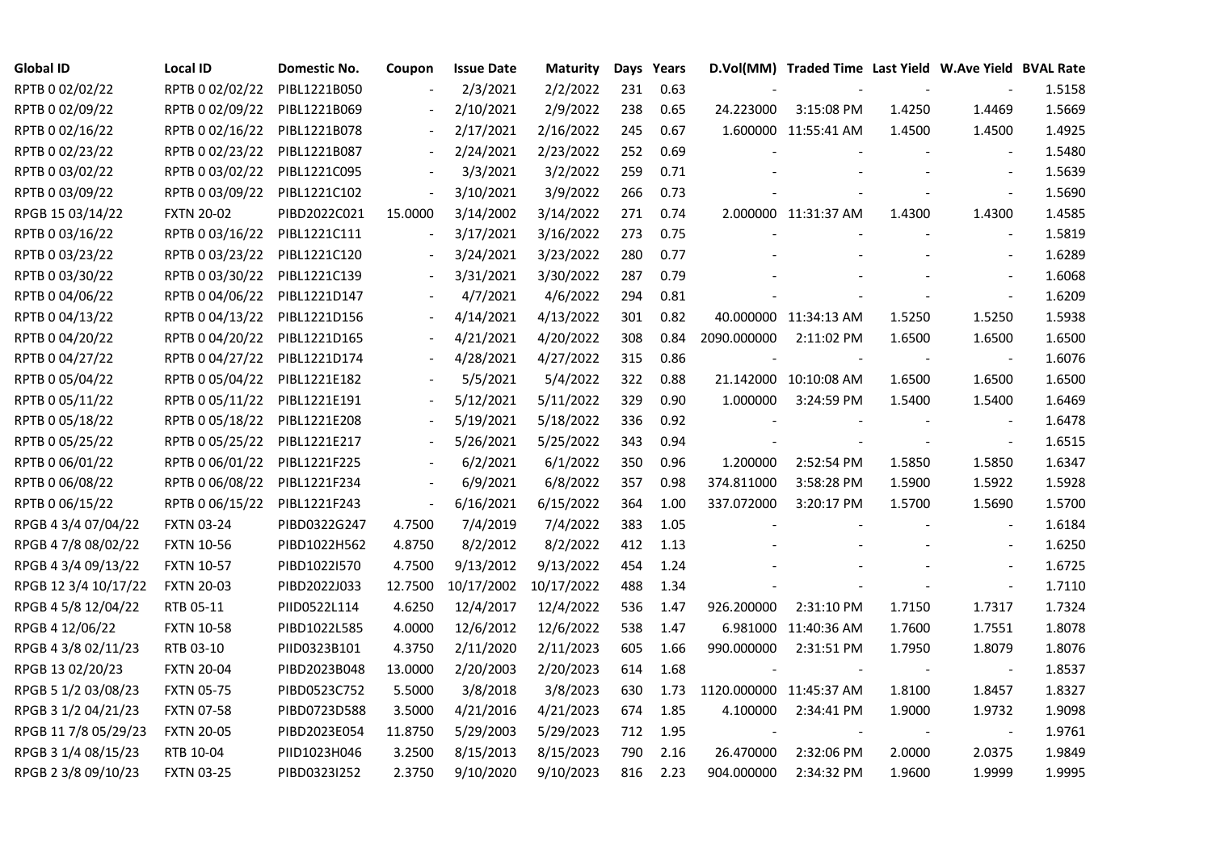| Global ID | Local ID | Domestic No. | Coupon | Issue Date | Maturity | Days | Years | D.Vol(MM) | Traded Time | Last Yield | W.Ave Yield | BVAL Rate |
|---|---|---|---|---|---|---|---|---|---|---|---|---|
| RPTB 0 02/02/22 | RPTB 0 02/02/22 | PIBL1221B050 | - | 2/3/2021 | 2/2/2022 | 231 | 0.63 | - | - | - | - | 1.5158 |
| RPTB 0 02/09/22 | RPTB 0 02/09/22 | PIBL1221B069 | - | 2/10/2021 | 2/9/2022 | 238 | 0.65 | 24.223000 | 3:15:08 PM | 1.4250 | 1.4469 | 1.5669 |
| RPTB 0 02/16/22 | RPTB 0 02/16/22 | PIBL1221B078 | - | 2/17/2021 | 2/16/2022 | 245 | 0.67 | 1.600000 | 11:55:41 AM | 1.4500 | 1.4500 | 1.4925 |
| RPTB 0 02/23/22 | RPTB 0 02/23/22 | PIBL1221B087 | - | 2/24/2021 | 2/23/2022 | 252 | 0.69 | - | - | - | - | 1.5480 |
| RPTB 0 03/02/22 | RPTB 0 03/02/22 | PIBL1221C095 | - | 3/3/2021 | 3/2/2022 | 259 | 0.71 | - | - | - | - | 1.5639 |
| RPTB 0 03/09/22 | RPTB 0 03/09/22 | PIBL1221C102 | - | 3/10/2021 | 3/9/2022 | 266 | 0.73 | - | - | - | - | 1.5690 |
| RPGB 15 03/14/22 | FXTN 20-02 | PIBD2022C021 | 15.0000 | 3/14/2002 | 3/14/2022 | 271 | 0.74 | 2.000000 | 11:31:37 AM | 1.4300 | 1.4300 | 1.4585 |
| RPTB 0 03/16/22 | RPTB 0 03/16/22 | PIBL1221C111 | - | 3/17/2021 | 3/16/2022 | 273 | 0.75 | - | - | - | - | 1.5819 |
| RPTB 0 03/23/22 | RPTB 0 03/23/22 | PIBL1221C120 | - | 3/24/2021 | 3/23/2022 | 280 | 0.77 | - | - | - | - | 1.6289 |
| RPTB 0 03/30/22 | RPTB 0 03/30/22 | PIBL1221C139 | - | 3/31/2021 | 3/30/2022 | 287 | 0.79 | - | - | - | - | 1.6068 |
| RPTB 0 04/06/22 | RPTB 0 04/06/22 | PIBL1221D147 | - | 4/7/2021 | 4/6/2022 | 294 | 0.81 | - | - | - | - | 1.6209 |
| RPTB 0 04/13/22 | RPTB 0 04/13/22 | PIBL1221D156 | - | 4/14/2021 | 4/13/2022 | 301 | 0.82 | 40.000000 | 11:34:13 AM | 1.5250 | 1.5250 | 1.5938 |
| RPTB 0 04/20/22 | RPTB 0 04/20/22 | PIBL1221D165 | - | 4/21/2021 | 4/20/2022 | 308 | 0.84 | 2090.000000 | 2:11:02 PM | 1.6500 | 1.6500 | 1.6500 |
| RPTB 0 04/27/22 | RPTB 0 04/27/22 | PIBL1221D174 | - | 4/28/2021 | 4/27/2022 | 315 | 0.86 | - | - | - | - | 1.6076 |
| RPTB 0 05/04/22 | RPTB 0 05/04/22 | PIBL1221E182 | - | 5/5/2021 | 5/4/2022 | 322 | 0.88 | 21.142000 | 10:10:08 AM | 1.6500 | 1.6500 | 1.6500 |
| RPTB 0 05/11/22 | RPTB 0 05/11/22 | PIBL1221E191 | - | 5/12/2021 | 5/11/2022 | 329 | 0.90 | 1.000000 | 3:24:59 PM | 1.5400 | 1.5400 | 1.6469 |
| RPTB 0 05/18/22 | RPTB 0 05/18/22 | PIBL1221E208 | - | 5/19/2021 | 5/18/2022 | 336 | 0.92 | - | - | - | - | 1.6478 |
| RPTB 0 05/25/22 | RPTB 0 05/25/22 | PIBL1221E217 | - | 5/26/2021 | 5/25/2022 | 343 | 0.94 | - | - | - | - | 1.6515 |
| RPTB 0 06/01/22 | RPTB 0 06/01/22 | PIBL1221F225 | - | 6/2/2021 | 6/1/2022 | 350 | 0.96 | 1.200000 | 2:52:54 PM | 1.5850 | 1.5850 | 1.6347 |
| RPTB 0 06/08/22 | RPTB 0 06/08/22 | PIBL1221F234 | - | 6/9/2021 | 6/8/2022 | 357 | 0.98 | 374.811000 | 3:58:28 PM | 1.5900 | 1.5922 | 1.5928 |
| RPTB 0 06/15/22 | RPTB 0 06/15/22 | PIBL1221F243 | - | 6/16/2021 | 6/15/2022 | 364 | 1.00 | 337.072000 | 3:20:17 PM | 1.5700 | 1.5690 | 1.5700 |
| RPGB 4 3/4 07/04/22 | FXTN 03-24 | PIBD0322G247 | 4.7500 | 7/4/2019 | 7/4/2022 | 383 | 1.05 | - | - | - | - | 1.6184 |
| RPGB 4 7/8 08/02/22 | FXTN 10-56 | PIBD1022H562 | 4.8750 | 8/2/2012 | 8/2/2022 | 412 | 1.13 | - | - | - | - | 1.6250 |
| RPGB 4 3/4 09/13/22 | FXTN 10-57 | PIBD1022I570 | 4.7500 | 9/13/2012 | 9/13/2022 | 454 | 1.24 | - | - | - | - | 1.6725 |
| RPGB 12 3/4 10/17/22 | FXTN 20-03 | PIBD2022J033 | 12.7500 | 10/17/2002 | 10/17/2022 | 488 | 1.34 | - | - | - | - | 1.7110 |
| RPGB 4 5/8 12/04/22 | RTB 05-11 | PIID0522L114 | 4.6250 | 12/4/2017 | 12/4/2022 | 536 | 1.47 | 926.200000 | 2:31:10 PM | 1.7150 | 1.7317 | 1.7324 |
| RPGB 4 12/06/22 | FXTN 10-58 | PIBD1022L585 | 4.0000 | 12/6/2012 | 12/6/2022 | 538 | 1.47 | 6.981000 | 11:40:36 AM | 1.7600 | 1.7551 | 1.8078 |
| RPGB 4 3/8 02/11/23 | RTB 03-10 | PIID0323B101 | 4.3750 | 2/11/2020 | 2/11/2023 | 605 | 1.66 | 990.000000 | 2:31:51 PM | 1.7950 | 1.8079 | 1.8076 |
| RPGB 13 02/20/23 | FXTN 20-04 | PIBD2023B048 | 13.0000 | 2/20/2003 | 2/20/2023 | 614 | 1.68 | - | - | - | - | 1.8537 |
| RPGB 5 1/2 03/08/23 | FXTN 05-75 | PIBD0523C752 | 5.5000 | 3/8/2018 | 3/8/2023 | 630 | 1.73 | 1120.000000 | 11:45:37 AM | 1.8100 | 1.8457 | 1.8327 |
| RPGB 3 1/2 04/21/23 | FXTN 07-58 | PIBD0723D588 | 3.5000 | 4/21/2016 | 4/21/2023 | 674 | 1.85 | 4.100000 | 2:34:41 PM | 1.9000 | 1.9732 | 1.9098 |
| RPGB 11 7/8 05/29/23 | FXTN 20-05 | PIBD2023E054 | 11.8750 | 5/29/2003 | 5/29/2023 | 712 | 1.95 | - | - | - | - | 1.9761 |
| RPGB 3 1/4 08/15/23 | RTB 10-04 | PIID1023H046 | 3.2500 | 8/15/2013 | 8/15/2023 | 790 | 2.16 | 26.470000 | 2:32:06 PM | 2.0000 | 2.0375 | 1.9849 |
| RPGB 2 3/8 09/10/23 | FXTN 03-25 | PIBD0323I252 | 2.3750 | 9/10/2020 | 9/10/2023 | 816 | 2.23 | 904.000000 | 2:34:32 PM | 1.9600 | 1.9999 | 1.9995 |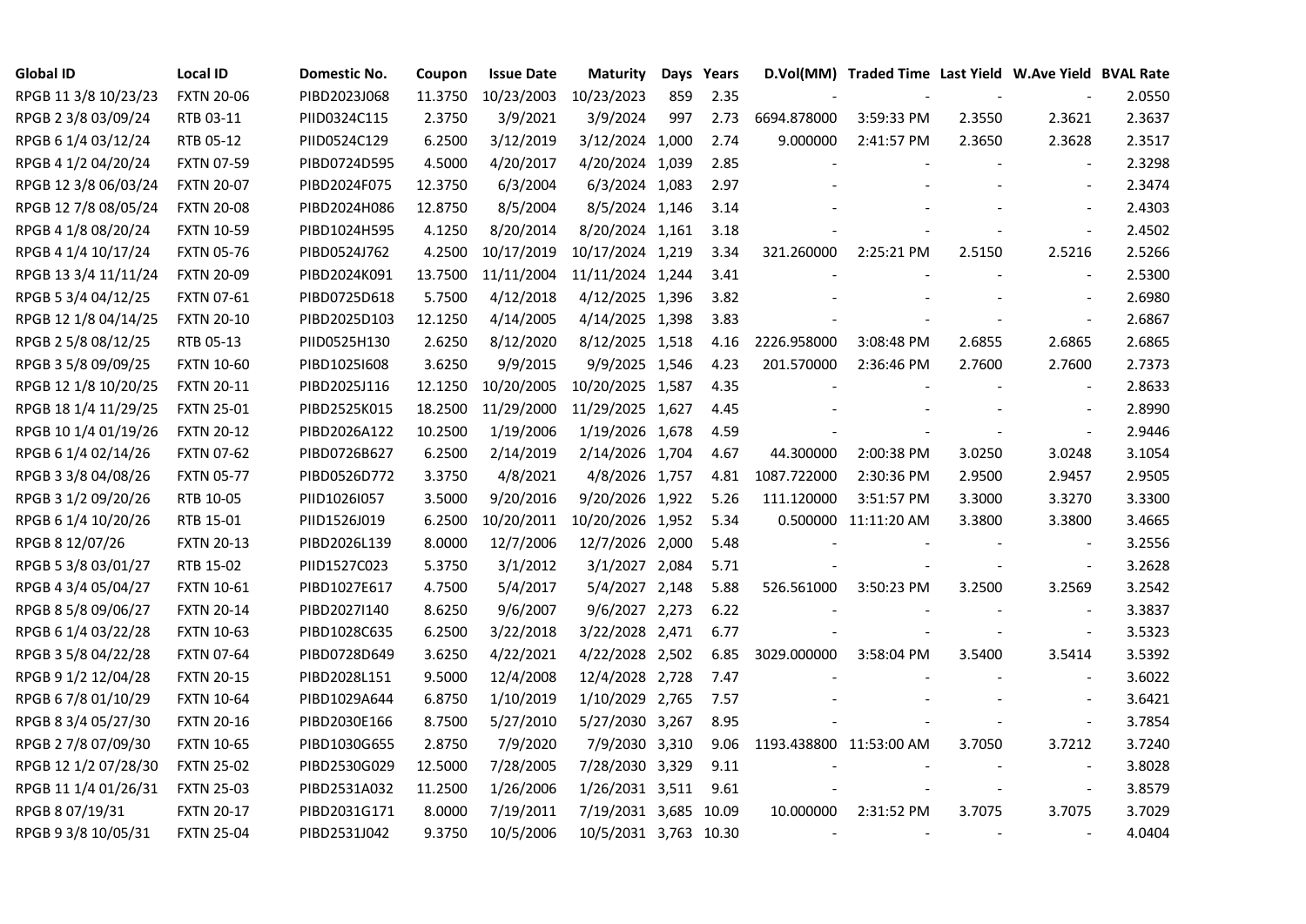| Global ID | Local ID | Domestic No. | Coupon | Issue Date | Maturity | Days | Years | D.Vol(MM) | Traded Time | Last Yield | W.Ave Yield | BVAL Rate |
|---|---|---|---|---|---|---|---|---|---|---|---|---|
| RPGB 11 3/8 10/23/23 | FXTN 20-06 | PIBD2023J068 | 11.3750 | 10/23/2003 | 10/23/2023 | 859 | 2.35 | - | - | - | - | 2.0550 |
| RPGB 2 3/8 03/09/24 | RTB 03-11 | PIID0324C115 | 2.3750 | 3/9/2021 | 3/9/2024 | 997 | 2.73 | 6694.878000 | 3:59:33 PM | 2.3550 | 2.3621 | 2.3637 |
| RPGB 6 1/4 03/12/24 | RTB 05-12 | PIID0524C129 | 6.2500 | 3/12/2019 | 3/12/2024 | 1,000 | 2.74 | 9.000000 | 2:41:57 PM | 2.3650 | 2.3628 | 2.3517 |
| RPGB 4 1/2 04/20/24 | FXTN 07-59 | PIBD0724D595 | 4.5000 | 4/20/2017 | 4/20/2024 | 1,039 | 2.85 | - | - | - | - | 2.3298 |
| RPGB 12 3/8 06/03/24 | FXTN 20-07 | PIBD2024F075 | 12.3750 | 6/3/2004 | 6/3/2024 | 1,083 | 2.97 | - | - | - | - | 2.3474 |
| RPGB 12 7/8 08/05/24 | FXTN 20-08 | PIBD2024H086 | 12.8750 | 8/5/2004 | 8/5/2024 | 1,146 | 3.14 | - | - | - | - | 2.4303 |
| RPGB 4 1/8 08/20/24 | FXTN 10-59 | PIBD1024H595 | 4.1250 | 8/20/2014 | 8/20/2024 | 1,161 | 3.18 | - | - | - | - | 2.4502 |
| RPGB 4 1/4 10/17/24 | FXTN 05-76 | PIBD0524J762 | 4.2500 | 10/17/2019 | 10/17/2024 | 1,219 | 3.34 | 321.260000 | 2:25:21 PM | 2.5150 | 2.5216 | 2.5266 |
| RPGB 13 3/4 11/11/24 | FXTN 20-09 | PIBD2024K091 | 13.7500 | 11/11/2004 | 11/11/2024 | 1,244 | 3.41 | - | - | - | - | 2.5300 |
| RPGB 5 3/4 04/12/25 | FXTN 07-61 | PIBD0725D618 | 5.7500 | 4/12/2018 | 4/12/2025 | 1,396 | 3.82 | - | - | - | - | 2.6980 |
| RPGB 12 1/8 04/14/25 | FXTN 20-10 | PIBD2025D103 | 12.1250 | 4/14/2005 | 4/14/2025 | 1,398 | 3.83 | - | - | - | - | 2.6867 |
| RPGB 2 5/8 08/12/25 | RTB 05-13 | PIID0525H130 | 2.6250 | 8/12/2020 | 8/12/2025 | 1,518 | 4.16 | 2226.958000 | 3:08:48 PM | 2.6855 | 2.6865 | 2.6865 |
| RPGB 3 5/8 09/09/25 | FXTN 10-60 | PIBD1025I608 | 3.6250 | 9/9/2015 | 9/9/2025 | 1,546 | 4.23 | 201.570000 | 2:36:46 PM | 2.7600 | 2.7600 | 2.7373 |
| RPGB 12 1/8 10/20/25 | FXTN 20-11 | PIBD2025J116 | 12.1250 | 10/20/2005 | 10/20/2025 | 1,587 | 4.35 | - | - | - | - | 2.8633 |
| RPGB 18 1/4 11/29/25 | FXTN 25-01 | PIBD2525K015 | 18.2500 | 11/29/2000 | 11/29/2025 | 1,627 | 4.45 | - | - | - | - | 2.8990 |
| RPGB 10 1/4 01/19/26 | FXTN 20-12 | PIBD2026A122 | 10.2500 | 1/19/2006 | 1/19/2026 | 1,678 | 4.59 | - | - | - | - | 2.9446 |
| RPGB 6 1/4 02/14/26 | FXTN 07-62 | PIBD0726B627 | 6.2500 | 2/14/2019 | 2/14/2026 | 1,704 | 4.67 | 44.300000 | 2:00:38 PM | 3.0250 | 3.0248 | 3.1054 |
| RPGB 3 3/8 04/08/26 | FXTN 05-77 | PIBD0526D772 | 3.3750 | 4/8/2021 | 4/8/2026 | 1,757 | 4.81 | 1087.722000 | 2:30:36 PM | 2.9500 | 2.9457 | 2.9505 |
| RPGB 3 1/2 09/20/26 | RTB 10-05 | PIID1026I057 | 3.5000 | 9/20/2016 | 9/20/2026 | 1,922 | 5.26 | 111.120000 | 3:51:57 PM | 3.3000 | 3.3270 | 3.3300 |
| RPGB 6 1/4 10/20/26 | RTB 15-01 | PIID1526J019 | 6.2500 | 10/20/2011 | 10/20/2026 | 1,952 | 5.34 | 0.500000 | 11:11:20 AM | 3.3800 | 3.3800 | 3.4665 |
| RPGB 8 12/07/26 | FXTN 20-13 | PIBD2026L139 | 8.0000 | 12/7/2006 | 12/7/2026 | 2,000 | 5.48 | - | - | - | - | 3.2556 |
| RPGB 5 3/8 03/01/27 | RTB 15-02 | PIID1527C023 | 5.3750 | 3/1/2012 | 3/1/2027 | 2,084 | 5.71 | - | - | - | - | 3.2628 |
| RPGB 4 3/4 05/04/27 | FXTN 10-61 | PIBD1027E617 | 4.7500 | 5/4/2017 | 5/4/2027 | 2,148 | 5.88 | 526.561000 | 3:50:23 PM | 3.2500 | 3.2569 | 3.2542 |
| RPGB 8 5/8 09/06/27 | FXTN 20-14 | PIBD2027I140 | 8.6250 | 9/6/2007 | 9/6/2027 | 2,273 | 6.22 | - | - | - | - | 3.3837 |
| RPGB 6 1/4 03/22/28 | FXTN 10-63 | PIBD1028C635 | 6.2500 | 3/22/2018 | 3/22/2028 | 2,471 | 6.77 | - | - | - | - | 3.5323 |
| RPGB 3 5/8 04/22/28 | FXTN 07-64 | PIBD0728D649 | 3.6250 | 4/22/2021 | 4/22/2028 | 2,502 | 6.85 | 3029.000000 | 3:58:04 PM | 3.5400 | 3.5414 | 3.5392 |
| RPGB 9 1/2 12/04/28 | FXTN 20-15 | PIBD2028L151 | 9.5000 | 12/4/2008 | 12/4/2028 | 2,728 | 7.47 | - | - | - | - | 3.6022 |
| RPGB 6 7/8 01/10/29 | FXTN 10-64 | PIBD1029A644 | 6.8750 | 1/10/2019 | 1/10/2029 | 2,765 | 7.57 | - | - | - | - | 3.6421 |
| RPGB 8 3/4 05/27/30 | FXTN 20-16 | PIBD2030E166 | 8.7500 | 5/27/2010 | 5/27/2030 | 3,267 | 8.95 | - | - | - | - | 3.7854 |
| RPGB 2 7/8 07/09/30 | FXTN 10-65 | PIBD1030G655 | 2.8750 | 7/9/2020 | 7/9/2030 | 3,310 | 9.06 | 1193.438800 | 11:53:00 AM | 3.7050 | 3.7212 | 3.7240 |
| RPGB 12 1/2 07/28/30 | FXTN 25-02 | PIBD2530G029 | 12.5000 | 7/28/2005 | 7/28/2030 | 3,329 | 9.11 | - | - | - | - | 3.8028 |
| RPGB 11 1/4 01/26/31 | FXTN 25-03 | PIBD2531A032 | 11.2500 | 1/26/2006 | 1/26/2031 | 3,511 | 9.61 | - | - | - | - | 3.8579 |
| RPGB 8 07/19/31 | FXTN 20-17 | PIBD2031G171 | 8.0000 | 7/19/2011 | 7/19/2031 | 3,685 | 10.09 | 10.000000 | 2:31:52 PM | 3.7075 | 3.7075 | 3.7029 |
| RPGB 9 3/8 10/05/31 | FXTN 25-04 | PIBD2531J042 | 9.3750 | 10/5/2006 | 10/5/2031 | 3,763 | 10.30 | - | - | - | - | 4.0404 |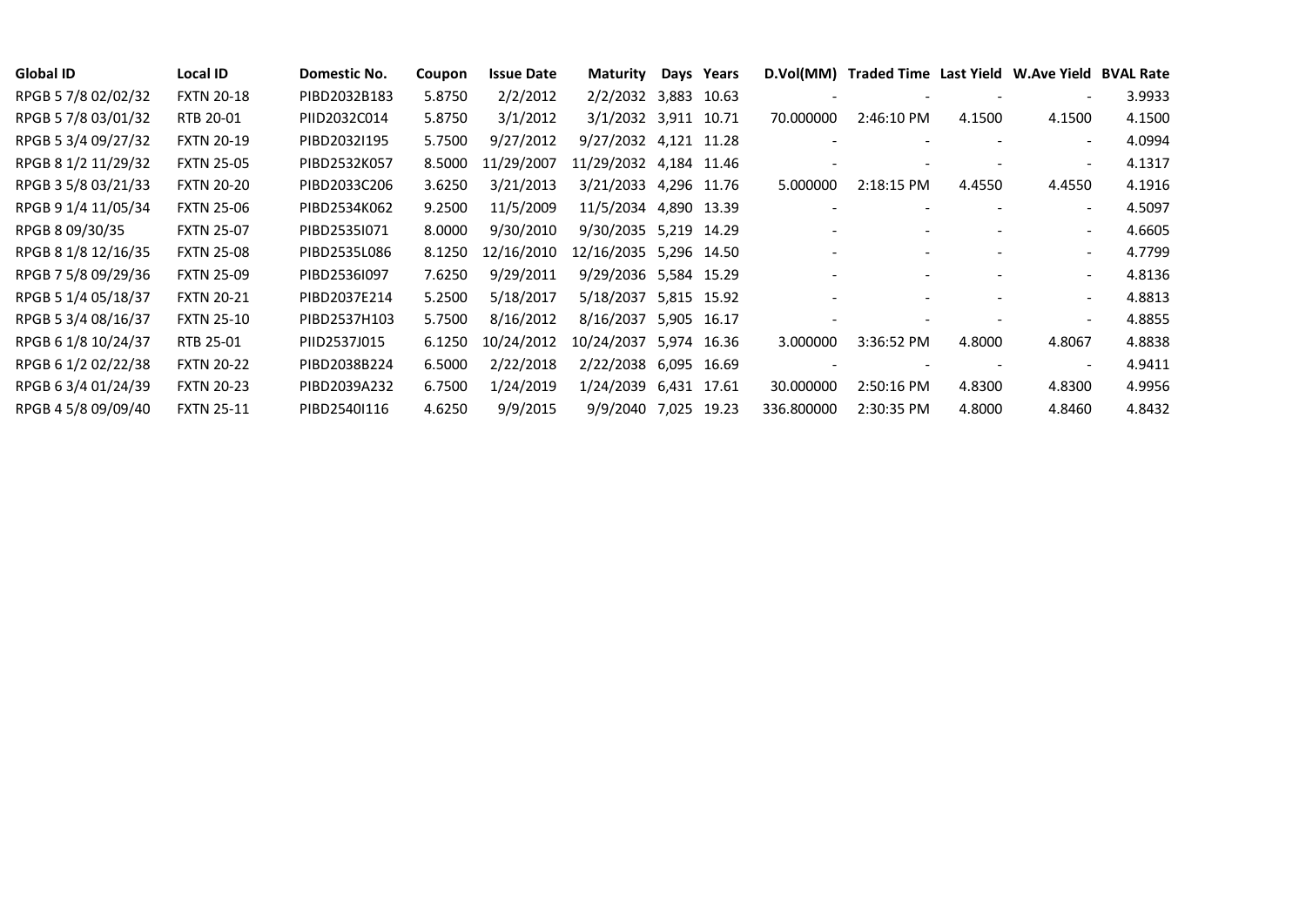| Global ID | Local ID | Domestic No. | Coupon | Issue Date | Maturity | Days | Years | D.Vol(MM) | Traded Time | Last Yield | W.Ave Yield | BVAL Rate |
|---|---|---|---|---|---|---|---|---|---|---|---|---|
| RPGB 5 7/8 02/02/32 | FXTN 20-18 | PIBD2032B183 | 5.8750 | 2/2/2012 | 2/2/2032 | 3,883 | 10.63 | - | - | - | - | 3.9933 |
| RPGB 5 7/8 03/01/32 | RTB 20-01 | PIID2032C014 | 5.8750 | 3/1/2012 | 3/1/2032 | 3,911 | 10.71 | 70.000000 | 2:46:10 PM | 4.1500 | 4.1500 | 4.1500 |
| RPGB 5 3/4 09/27/32 | FXTN 20-19 | PIBD2032I195 | 5.7500 | 9/27/2012 | 9/27/2032 | 4,121 | 11.28 | - | - | - | - | 4.0994 |
| RPGB 8 1/2 11/29/32 | FXTN 25-05 | PIBD2532K057 | 8.5000 | 11/29/2007 | 11/29/2032 | 4,184 | 11.46 | - | - | - | - | 4.1317 |
| RPGB 3 5/8 03/21/33 | FXTN 20-20 | PIBD2033C206 | 3.6250 | 3/21/2013 | 3/21/2033 | 4,296 | 11.76 | 5.000000 | 2:18:15 PM | 4.4550 | 4.4550 | 4.1916 |
| RPGB 9 1/4 11/05/34 | FXTN 25-06 | PIBD2534K062 | 9.2500 | 11/5/2009 | 11/5/2034 | 4,890 | 13.39 | - | - | - | - | 4.5097 |
| RPGB 8 09/30/35 | FXTN 25-07 | PIBD2535I071 | 8.0000 | 9/30/2010 | 9/30/2035 | 5,219 | 14.29 | - | - | - | - | 4.6605 |
| RPGB 8 1/8 12/16/35 | FXTN 25-08 | PIBD2535L086 | 8.1250 | 12/16/2010 | 12/16/2035 | 5,296 | 14.50 | - | - | - | - | 4.7799 |
| RPGB 7 5/8 09/29/36 | FXTN 25-09 | PIBD2536I097 | 7.6250 | 9/29/2011 | 9/29/2036 | 5,584 | 15.29 | - | - | - | - | 4.8136 |
| RPGB 5 1/4 05/18/37 | FXTN 20-21 | PIBD2037E214 | 5.2500 | 5/18/2017 | 5/18/2037 | 5,815 | 15.92 | - | - | - | - | 4.8813 |
| RPGB 5 3/4 08/16/37 | FXTN 25-10 | PIBD2537H103 | 5.7500 | 8/16/2012 | 8/16/2037 | 5,905 | 16.17 | - | - | - | - | 4.8855 |
| RPGB 6 1/8 10/24/37 | RTB 25-01 | PIID2537J015 | 6.1250 | 10/24/2012 | 10/24/2037 | 5,974 | 16.36 | 3.000000 | 3:36:52 PM | 4.8000 | 4.8067 | 4.8838 |
| RPGB 6 1/2 02/22/38 | FXTN 20-22 | PIBD2038B224 | 6.5000 | 2/22/2018 | 2/22/2038 | 6,095 | 16.69 | - | - | - | - | 4.9411 |
| RPGB 6 3/4 01/24/39 | FXTN 20-23 | PIBD2039A232 | 6.7500 | 1/24/2019 | 1/24/2039 | 6,431 | 17.61 | 30.000000 | 2:50:16 PM | 4.8300 | 4.8300 | 4.9956 |
| RPGB 4 5/8 09/09/40 | FXTN 25-11 | PIBD2540I116 | 4.6250 | 9/9/2015 | 9/9/2040 | 7,025 | 19.23 | 336.800000 | 2:30:35 PM | 4.8000 | 4.8460 | 4.8432 |